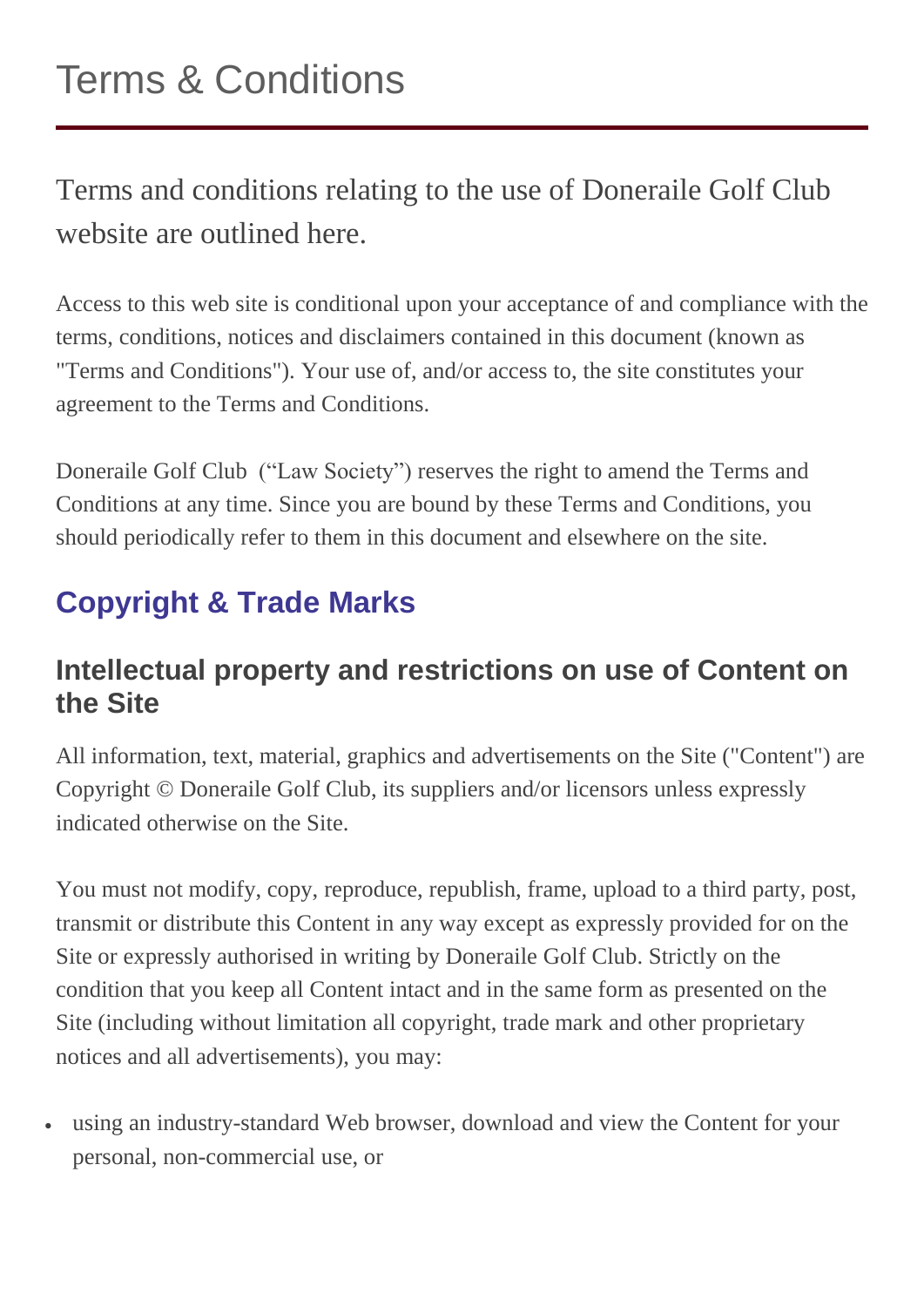# Terms & Conditions

Terms and conditions relating to the use of Doneraile Golf Club website are outlined here.

Access to this web site is conditional upon your acceptance of and compliance with the terms, conditions, notices and disclaimers contained in this document (known as "Terms and Conditions"). Your use of, and/or access to, the site constitutes your agreement to the Terms and Conditions.

Doneraile Golf Club  ("Law Society") reserves the right to amend the Terms and Conditions at any time. Since you are bound by these Terms and Conditions, you should periodically refer to them in this document and elsewhere on the site.

## Copyright & Trade Marks

### Intellectual property and restrictions on use of Content on the Site

All information, text, material, graphics and advertisements on the Site ("Content") are Copyright © Doneraile Golf Club, its suppliers and/or licensors unless expressly indicated otherwise on the Site.

You must not modify, copy, reproduce, republish, frame, upload to a third party, post, transmit or distribute this Content in any way except as expressly provided for on the Site or expressly authorised in writing by Doneraile Golf Club. Strictly on the condition that you keep all Content intact and in the same form as presented on the Site (including without limitation all copyright, trade mark and other proprietary notices and all advertisements), you may:

- using an industry-standard Web browser, download and view the Content for your personal, non-commercial use, or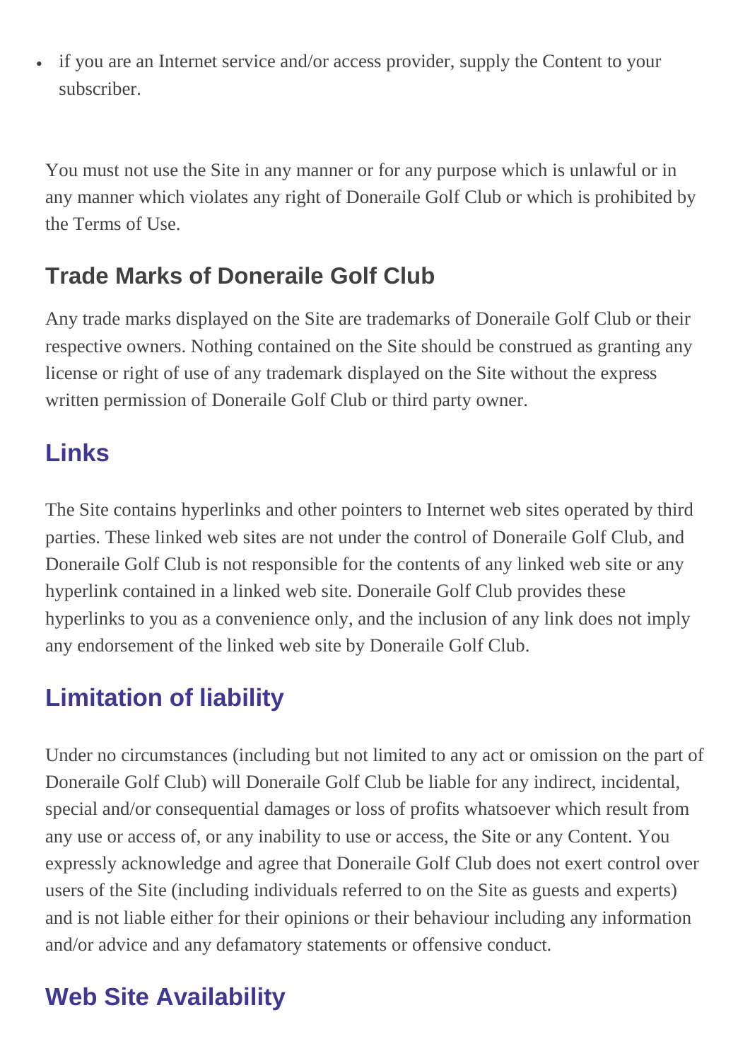- if you are an Internet service and/or access provider, supply the Content to your subscriber.

You must not use the Site in any manner or for any purpose which is unlawful or in any manner which violates any right of Doneraile Golf Club or which is prohibited by the Terms of Use.

## Trade Marks of Doneraile Golf Club

Any trade marks displayed on the Site are trademarks of Doneraile Golf Club or their respective owners. Nothing contained on the Site should be construed as granting any license or right of use of any trademark displayed on the Site without the express written permission of Doneraile Golf Club or third party owner.

## Links

The Site contains hyperlinks and other pointers to Internet web sites operated by third parties. These linked web sites are not under the control of Doneraile Golf Club, and Doneraile Golf Club is not responsible for the contents of any linked web site or any hyperlink contained in a linked web site. Doneraile Golf Club provides these hyperlinks to you as a convenience only, and the inclusion of any link does not imply any endorsement of the linked web site by Doneraile Golf Club.

## Limitation of liability

Under no circumstances (including but not limited to any act or omission on the part of Doneraile Golf Club) will Doneraile Golf Club be liable for any indirect, incidental, special and/or consequential damages or loss of profits whatsoever which result from any use or access of, or any inability to use or access, the Site or any Content. You expressly acknowledge and agree that Doneraile Golf Club does not exert control over users of the Site (including individuals referred to on the Site as guests and experts) and is not liable either for their opinions or their behaviour including any information and/or advice and any defamatory statements or offensive conduct.

## Web Site Availability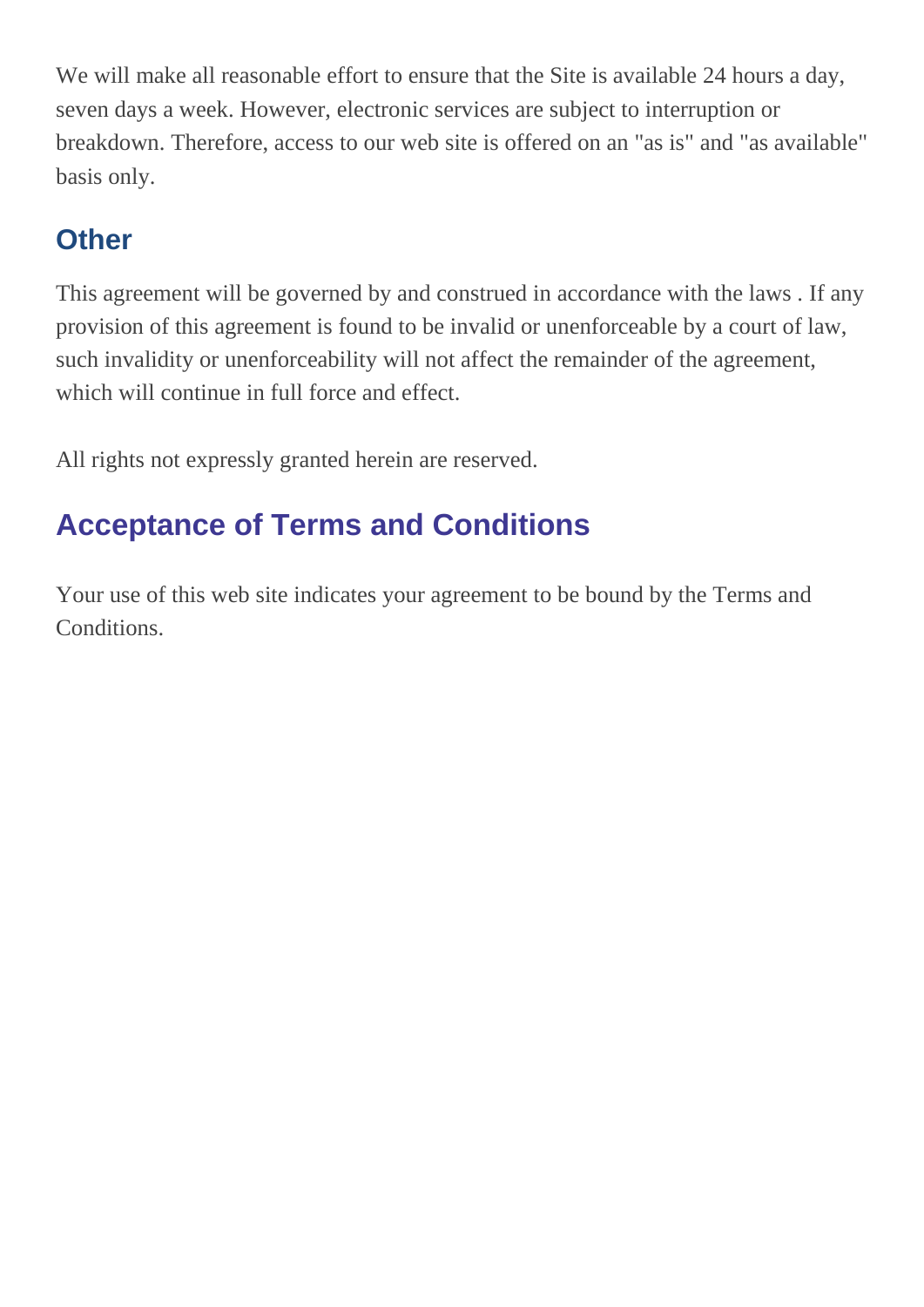We will make all reasonable effort to ensure that the Site is available 24 hours a day, seven days a week. However, electronic services are subject to interruption or breakdown. Therefore, access to our web site is offered on an "as is" and "as available" basis only.

### Other

This agreement will be governed by and construed in accordance with the laws . If any provision of this agreement is found to be invalid or unenforceable by a court of law, such invalidity or unenforceability will not affect the remainder of the agreement, which will continue in full force and effect.

All rights not expressly granted herein are reserved.

## Acceptance of Terms and Conditions

Your use of this web site indicates your agreement to be bound by the Terms and Conditions.